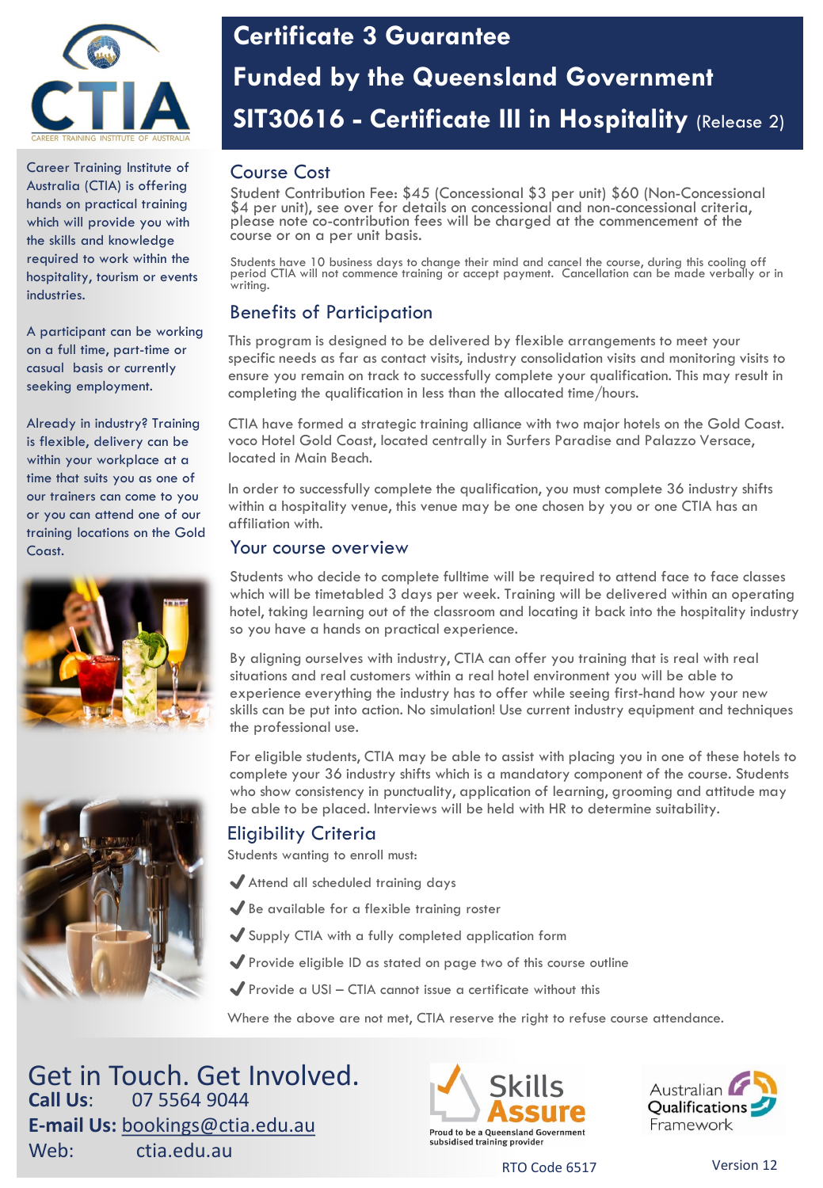# Certificate 3 Guarantee

# Funded by the Queensland Government

# SIT30616 - Certificate III in Hospitality (Release 2)

Career Training Institute of Australia (CTIA) is offering hands on practical training which will provide you with the skills and knowledge required to work within the hospitality, tourism or events industries.

A participant can be working on a full time, part-time or casual basis or currently seeking employment.

Already in industry? Training is flexible, delivery can be within your workplace at a time that suits you as one of our trainers can come to you or you can attend one of our training locations on the Gold Coast.

## Course Cost

Student Contribution Fee: $45 (Concessional $3 per unit) $60 (Non-Concessional $4 per unit), see over for details on concessional and non-concessional criteria, please note co-contribution fees will be charged at the commencement of the course or on a per unit basis.

Students have 10 business days to change their mind and cancel the course, during this cooling off period CTIA will not commence training or accept payment. Cancellation can be made verbally or in writing.

## Benefits of Participation

This program is designed to be delivered by flexible arrangements to meet your specific needs as far as contact visits, industry consolidation visits and monitoring visits to ensure you remain on track to successfully complete your qualification. This may result in completing the qualification in less than the allocated time/hours.

CTIA have formed a strategic training alliance with two major hotels on the Gold Coast. voco Hotel Gold Coast, located centrally in Surfers Paradise and Palazzo Versace, located in Main Beach.

In order to successfully complete the qualification, you must complete 36 industry shifts within a hospitality venue, this venue may be one chosen by you or one CTIA has an affiliation with.

## Your course overview

Students who decide to complete fulltime will be required to attend face to face classes which will be timetabled 3 days per week. Training will be delivered within an operating hotel, taking learning out of the classroom and locating it back into the hospitality industry so you have a hands on practical experience.

By aligning ourselves with industry, CTIA can offer you training that is real with real situations and real customers within a real hotel environment you will be able to experience everything the industry has to offer while seeing first-hand how your new skills can be put into action. No simulation! Use current industry equipment and techniques the professional use.

For eligible students, CTIA may be able to assist with placing you in one of these hotels to complete your 36 industry shifts which is a mandatory component of the course. Students who show consistency in punctuality, application of learning, grooming and attitude may be able to be placed. Interviews will be held with HR to determine suitability.

## Eligibility Criteria

Students wanting to enroll must:

- ✔ Attend all scheduled training days
- ✔ Be available for a flexible training roster
- ✔ Supply CTIA with a fully completed application form
- ✔ Provide eligible ID as stated on page two of this course outline
- ✔ Provide a USI – CTIA cannot issue a certificate without this

Where the above are not met, CTIA reserve the right to refuse course attendance.

## Get in Touch. Get Involved.

**Call Us**: 07 5564 9044

**E-mail Us:** bookings@ctia.edu.au

Web: ctia.edu.au

Skills Assure – Proud to be a Queensland Government subsidised training provider

Australian Qualifications Framework

RTO Code 6517

Version 12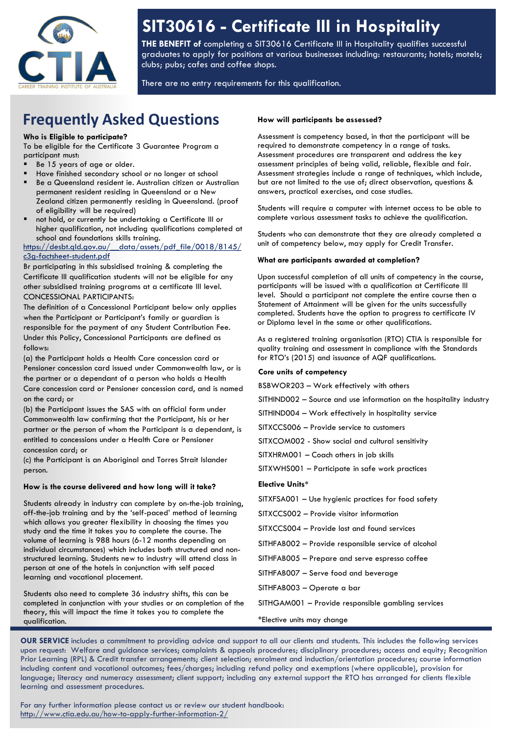# SIT30616 - Certificate III in Hospitality

**THE BENEFIT of** completing a SIT30616 Certificate III in Hospitality qualifies successful graduates to apply for positions at various businesses including: restaurants; hotels; motels; clubs; pubs; cafes and coffee shops.

There are no entry requirements for this qualification.

## Frequently Asked Questions

**Who is Eligible to participate?**

To be eligible for the Certificate 3 Guarantee Program a participant must:

- Be 15 years of age or older.
- Have finished secondary school or no longer at school
- Be a Queensland resident ie. Australian citizen or Australian permanent resident residing in Queensland or a New Zealand citizen permanently residing in Queensland. (proof of eligibility will be required)
- not hold, or currently be undertaking a Certificate III or higher qualification, not including qualifications completed at school and foundations skills training.

https://desbt.qld.gov.au/__data/assets/pdf_file/0018/8145/c3g-factsheet-student.pdf

Br participating in this subsidised training & completing the Certificate III qualification students will not be eligible for any other subsidised training programs at a certificate III level.

CONCESSIONAL PARTICIPANTS:

The definition of a Concessional Participant below only applies when the Participant or Participant's family or guardian is responsible for the payment of any Student Contribution Fee. Under this Policy, Concessional Participants are defined as follows:

(a) the Participant holds a Health Care concession card or Pensioner concession card issued under Commonwealth law, or is the partner or a dependant of a person who holds a Health Care concession card or Pensioner concession card, and is named on the card; or

(b) the Participant issues the SAS with an official form under Commonwealth law confirming that the Participant, his or her partner or the person of whom the Participant is a dependant, is entitled to concessions under a Health Care or Pensioner concession card; or

(c) the Participant is an Aboriginal and Torres Strait Islander person.

**How is the course delivered and how long will it take?**

Students already in industry can complete by on-the-job training, off-the-job training and by the 'self-paced' method of learning which allows you greater flexibility in choosing the times you study and the time it takes you to complete the course. The volume of learning is 988 hours (6-12 months depending on individual circumstances) which includes both structured and non-structured learning. Students new to industry will attend class in person at one of the hotels in conjunction with self paced learning and vocational placement.

Students also need to complete 36 industry shifts, this can be completed in conjunction with your studies or on completion of the theory, this will impact the time it takes you to complete the qualification.

**How will participants be assessed?**

Assessment is competency based, in that the participant will be required to demonstrate competency in a range of tasks. Assessment procedures are transparent and address the key assessment principles of being valid, reliable, flexible and fair. Assessment strategies include a range of techniques, which include, but are not limited to the use of; direct observation, questions & answers, practical exercises, and case studies.

Students will require a computer with internet access to be able to complete various assessment tasks to achieve the qualification.

Students who can demonstrate that they are already completed a unit of competency below, may apply for Credit Transfer.

**What are participants awarded at completion?**

Upon successful completion of all units of competency in the course, participants will be issued with a qualification at Certificate III level. Should a participant not complete the entire course then a Statement of Attainment will be given for the units successfully completed. Students have the option to progress to certificate IV or Diploma level in the same or other qualifications.

As a registered training organisation (RTO) CTIA is responsible for quality training and assessment in compliance with the Standards for RTO's (2015) and issuance of AQF qualifications.

**Core units of competency**

BSBWOR203 – Work effectively with others

SITHIND002 – Source and use information on the hospitality industry

SITHIND004 – Work effectively in hospitality service

SITXCCS006 – Provide service to customers

SITXCOM002 - Show social and cultural sensitivity

SITXHRM001 – Coach others in job skills

SITXWHS001 – Participate in safe work practices

**Elective Units***

SITXFSA001 – Use hygienic practices for food safety

SITXCCS002 – Provide visitor information

SITXCCS004 – Provide lost and found services

SITHFAB002 – Provide responsible service of alcohol

SITHFAB005 – Prepare and serve espresso coffee

SITHFAB007 – Serve food and beverage

SITHFAB003 – Operate a bar

SITHGAM001 – Provide responsible gambling services

*Elective units may change

**OUR SERVICE** includes a commitment to providing advice and support to all our clients and students. This includes the following services upon request: Welfare and guidance services; complaints & appeals procedures; disciplinary procedures; access and equity; Recognition Prior Learning (RPL) & Credit transfer arrangements; client selection; enrolment and induction/orientation procedures; course information including content and vocational outcomes; fees/charges; including refund policy and exemptions (where applicable), provision for language; literacy and numeracy assessment; client support; including any external support the RTO has arranged for clients flexible learning and assessment procedures.

For any further information please contact us or review our student handbook: http://www.ctia.edu.au/how-to-apply-further-information-2/